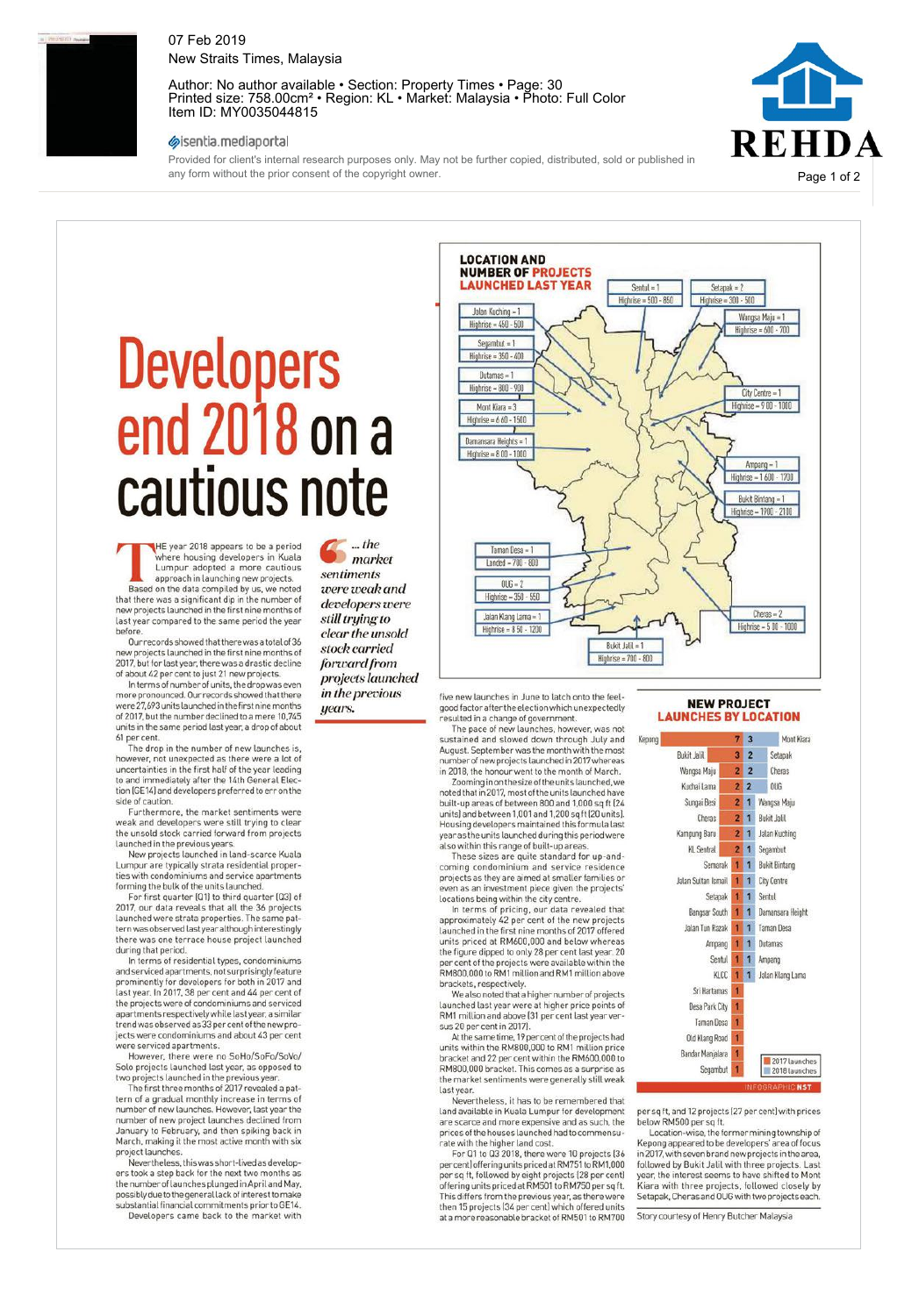07 Feb 2019
New Straits Times, Malaysia

Author: No author available • Section: Property Times • Page: 30
Printed size: 758.00cm² • Region: KL • Market: Malaysia • Photo: Full Color
Item ID: MY0035044815

isentia.mediaportal

Provided for client's internal research purposes only. May not be further copied, distributed, sold or published in any form without the prior consent of the copyright owner.

# Developers end 2018 on a cautious note

THE year 2018 appears to be a period where housing developers in Kuala Lumpur adopted a more cautious approach in launching new projects.

Based on the data compiled by us, we noted that there was a significant dip in the number of new projects launched in the first nine months of last year compared to the same period the year before.

Our records showed that there was a total of 36 new projects launched in the first nine months of 2017, but for last year, there was a drastic decline of about 42 per cent to just 21 new projects.

In terms of number of units, the drop was even more pronounced. Our records showed that there were 27,693 units launched in the first nine months of 2017, but the number declined to a mere 10,745 units in the same period last year, a drop of about 61 per cent.

The drop in the number of new launches is, however, not unexpected as there were a lot of uncertainties in the first half of the year leading to and immediately after the 14th General Election (GE14) and developers preferred to err on the side of caution.

Furthermore, the market sentiments were weak and developers were still trying to clear the unsold stock carried forward from projects launched in the previous years.

New projects launched in land-scarce Kuala Lumpur are typically strata residential properties with condominiums and service apartments forming the bulk of the units launched.

For first quarter (Q1) to third quarter (Q3) of 2017, our data reveals that all the 36 projects launched were strata properties. The same pattern was observed last year although interestingly there was one terrace house project launched during that period.

In terms of residential types, condominiums and serviced apartments, not surprisingly feature prominently for developers for both in 2017 and last year. In 2017, 38 per cent and 44 per cent of the projects were of condominiums and serviced apartments respectively while last year, a similar trend was observed as 33 per cent of the new projects were condominiums and about 43 per cent were serviced apartments.

However, there were no SoHo/SoFo/SoVo/Solo projects launched last year, as opposed to two projects launched in the previous year.

The first three months of 2017 revealed a pattern of a gradual monthly increase in terms of number of new launches. However, last year the number of new project launches declined from January to February, and then spiking back in March, making it the most active month with six project launches.

Nevertheless, this was short-lived as developers took a step back for the next two months as the number of launches plunged in April and May, possibly due to the general lack of interest to make substantial financial commitments prior to GE14.

Developers came back to the market with five new launches in June to latch onto the feel-good factor after the election which unexpectedly resulted in a change of government.

> "... the market sentiments were weak and developers were still trying to clear the unsold stock carried forward from projects launched in the previous years."

The pace of new launches, however, was not sustained and slowed down through July and August. September was the month with the most number of new projects launched in 2017 whereas in 2018, the honour went to the month of March.

Zooming in on the size of the units launched, we noted that in 2017, most of the units launched have built-up areas of between 800 and 1,000 sq ft (24 units) and between 1,001 and 1,200 sq ft (20 units). Housing developers maintained this formula last year as the units launched during this period were also within this range of built-up areas.

These sizes are quite standard for up-and-coming condominium and service residence projects as they are aimed at smaller families or even as an investment piece given the projects' locations being within the city centre.

In terms of pricing, our data revealed that approximately 42 per cent of the new projects launched in the first nine months of 2017 offered units priced at RM600,000 and below whereas the figure dipped to only 28 per cent last year. 20 per cent of the projects were available within the RM800,000 to RM1 million and RM1 million above brackets, respectively.

We also noted that a higher number of projects launched last year were at higher price points of RM1 million and above (31 per cent last year versus 20 per cent in 2017).

At the same time, 19 per cent of the projects had units within the RM800,000 to RM1 million price bracket and 22 per cent within the RM600,000 to RM800,000 bracket. This comes as a surprise as the market sentiments were generally still weak last year.

Nevertheless, it has to be remembered that land available in Kuala Lumpur for development are scarce and more expensive and as such, the prices of the houses launched had to commensurate with the higher land cost.

For Q1 to Q3 2018, there were 10 projects (36 per cent) offering units priced at RM751 to RM1,000 per sq ft, followed by eight projects (28 per cent) offering units priced at RM501 to RM750 per sq ft. This differs from the previous year, as there were then 15 projects (34 per cent) which offered units at a more reasonable bracket of RM501 to RM700 per sq ft, and 12 projects (27 per cent) with prices below RM500 per sq ft.

Location-wise, the former mining township of Kepong appeared to be developers' area of focus in 2017, with seven brand new projects in the area, followed by Bukit Jalil with three projects. Last year, the interest seems to have shifted to Mont Kiara with three projects, followed closely by Setapak, Cheras and OUG with two projects each.

Story courtesy of Henry Butcher Malaysia

## LOCATION AND NUMBER OF PROJECTS LAUNCHED LAST YEAR

| Location | Projects | Type | Price (RM psf) |
|---|---|---|---|
| Sentul | 1 | Highrise | 500 - 850 |
| Setapak | 2 | Highrise | 300 - 500 |
| Jalan Kuching | 1 | Highrise | 450 - 500 |
| Wangsa Maju | 1 | Highrise | 600 - 700 |
| Segambut | 1 | Highrise | 350 - 400 |
| Dutamas | 1 | Highrise | 800 - 900 |
| City Centre | 1 | Highrise | 900 - 1000 |
| Mont Kiara | 3 | Highrise | 660 - 1500 |
| Damansara Heights | 1 | Highrise | 800 - 1000 |
| Ampang | 1 | Highrise | 1 600 - 1700 |
| Bukit Bintang | 1 | Highrise | 1900 - 2100 |
| Taman Desa | 1 | Landed | 700 - 800 |
| OUG | 2 | Highrise | 350 - 550 |
| Jalan Kang Lama | 1 | Highrise | 850 - 1200 |
| Cheras | 2 | Highrise | 500 - 1000 |
| Bukit Jalil | 1 | Highrise | 700 - 800 |

## NEW PROJECT LAUNCHES BY LOCATION

| Location | 2017 launches | | Location | 2018 launches |
|---|---|---|---|---|
| Kepong | 7 | | Mont Kiara | 3 |
| Bukit Jalil | 3 | | Setapak | 2 |
| Wangsa Maju | 2 | | Cheras | 2 |
| Kuchai Lama | 2 | | OUG | 2 |
| Sungai Besi | 2 | | Wangsa Maju | 1 |
| Cheras | 2 | | Bukit Jalil | 1 |
| Kampung Baru | 2 | | Jalan Kuching | 1 |
| KL Sentral | 2 | | Segambut | 1 |
| Semarak | 1 | | Bukit Bintang | 1 |
| Jalan Sultan Ismail | 1 | | City Centre | 1 |
| Setapak | 1 | | Sentul | 1 |
| Bangsar South | 1 | | Damansara Height | 1 |
| Jalan Tun Razak | 1 | | Taman Desa | 1 |
| Ampang | 1 | | Dutamas | 1 |
| Sentul | 1 | | Ampang | 1 |
| KLCC | 1 | | Jalan Klang Lama | 1 |
| Sri Hartamas | 1 | | | |
| Desa Park City | 1 | | | |
| Taman Desa | 1 | | | |
| Old Klang Road | 1 | | | |
| Bandar Manjalara | 1 | | | |
| Segambut | 1 | | | |

INFOGRAPHIC NST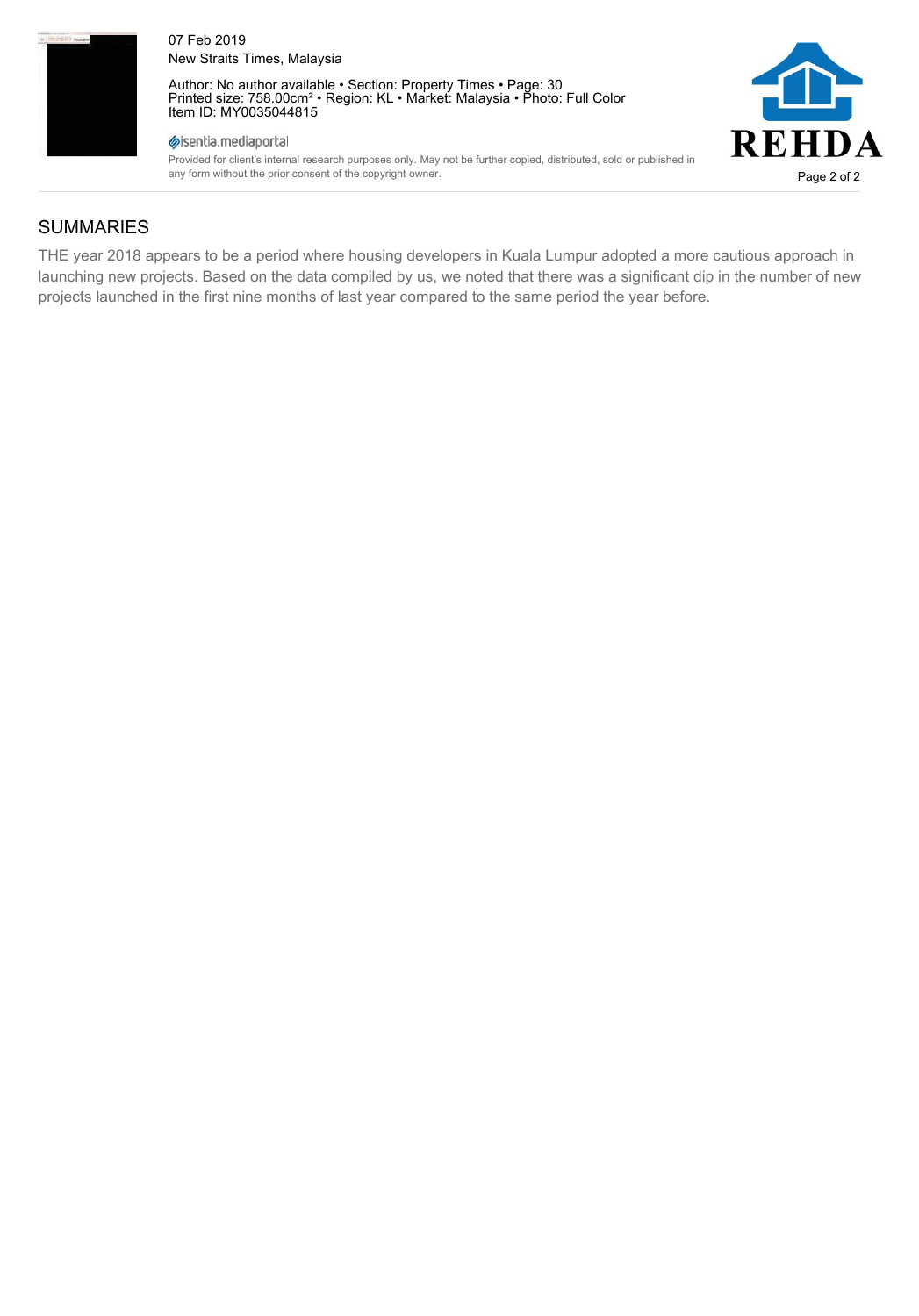07 Feb 2019
New Straits Times, Malaysia

Author: No author available • Section: Property Times • Page: 30
Printed size: 758.00cm² • Region: KL • Market: Malaysia • Photo: Full Color
Item ID: MY0035044815

isentia.mediaportal

Provided for client's internal research purposes only. May not be further copied, distributed, sold or published in any form without the prior consent of the copyright owner.

## SUMMARIES

THE year 2018 appears to be a period where housing developers in Kuala Lumpur adopted a more cautious approach in launching new projects. Based on the data compiled by us, we noted that there was a significant dip in the number of new projects launched in the first nine months of last year compared to the same period the year before.